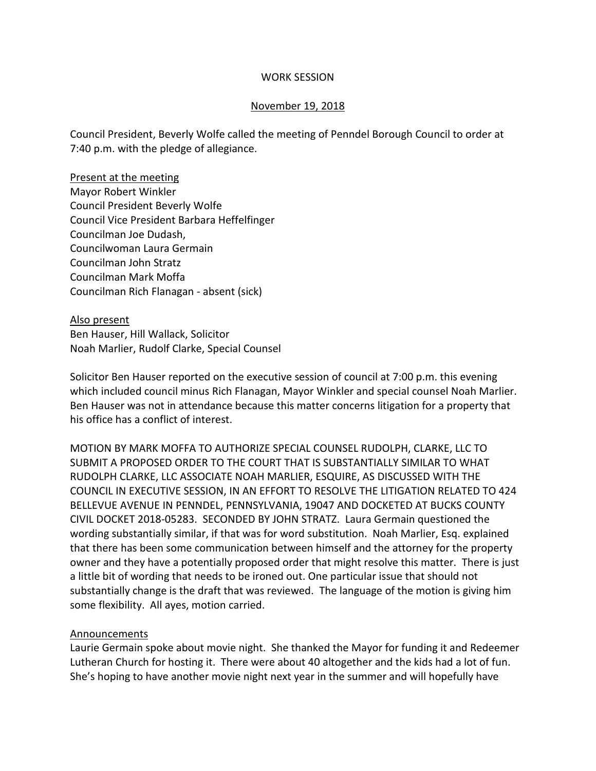WORK SESSION

November 19, 2018

Council President, Beverly Wolfe called the meeting of Penndel Borough Council to order at 7:40 p.m. with the pledge of allegiance.

Present at the meeting

Mayor Robert Winkler
Council President Beverly Wolfe
Council Vice President Barbara Heffelfinger
Councilman Joe Dudash,
Councilwoman Laura Germain
Councilman John Stratz
Councilman Mark Moffa
Councilman Rich Flanagan - absent (sick)

Also present

Ben Hauser, Hill Wallack, Solicitor
Noah Marlier, Rudolf Clarke, Special Counsel

Solicitor Ben Hauser reported on the executive session of council at 7:00 p.m. this evening which included council minus Rich Flanagan, Mayor Winkler and special counsel Noah Marlier. Ben Hauser was not in attendance because this matter concerns litigation for a property that his office has a conflict of interest.

MOTION BY MARK MOFFA TO AUTHORIZE SPECIAL COUNSEL RUDOLPH, CLARKE, LLC TO SUBMIT A PROPOSED ORDER TO THE COURT THAT IS SUBSTANTIALLY SIMILAR TO WHAT RUDOLPH CLARKE, LLC ASSOCIATE NOAH MARLIER, ESQUIRE, AS DISCUSSED WITH THE COUNCIL IN EXECUTIVE SESSION, IN AN EFFORT TO RESOLVE THE LITIGATION RELATED TO 424 BELLEVUE AVENUE IN PENNDEL, PENNSYLVANIA, 19047 AND DOCKETED AT BUCKS COUNTY CIVIL DOCKET 2018-05283. SECONDED BY JOHN STRATZ. Laura Germain questioned the wording substantially similar, if that was for word substitution. Noah Marlier, Esq. explained that there has been some communication between himself and the attorney for the property owner and they have a potentially proposed order that might resolve this matter. There is just a little bit of wording that needs to be ironed out. One particular issue that should not substantially change is the draft that was reviewed. The language of the motion is giving him some flexibility. All ayes, motion carried.

Announcements

Laurie Germain spoke about movie night. She thanked the Mayor for funding it and Redeemer Lutheran Church for hosting it. There were about 40 altogether and the kids had a lot of fun. She's hoping to have another movie night next year in the summer and will hopefully have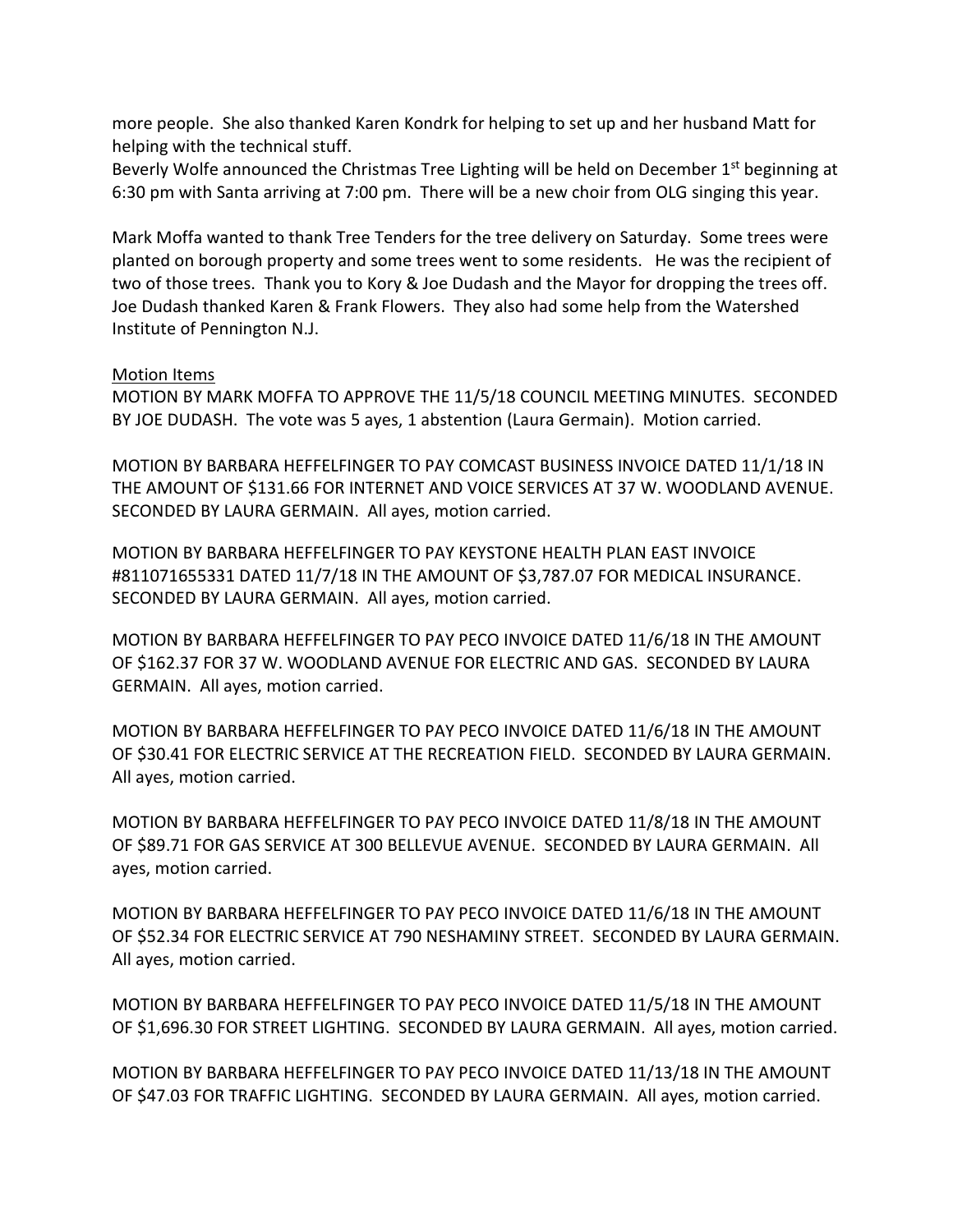more people. She also thanked Karen Kondrk for helping to set up and her husband Matt for helping with the technical stuff.
Beverly Wolfe announced the Christmas Tree Lighting will be held on December 1st beginning at 6:30 pm with Santa arriving at 7:00 pm. There will be a new choir from OLG singing this year.

Mark Moffa wanted to thank Tree Tenders for the tree delivery on Saturday. Some trees were planted on borough property and some trees went to some residents. He was the recipient of two of those trees. Thank you to Kory & Joe Dudash and the Mayor for dropping the trees off. Joe Dudash thanked Karen & Frank Flowers. They also had some help from the Watershed Institute of Pennington N.J.

<u>Motion Items</u>

MOTION BY MARK MOFFA TO APPROVE THE 11/5/18 COUNCIL MEETING MINUTES. SECONDED BY JOE DUDASH. The vote was 5 ayes, 1 abstention (Laura Germain). Motion carried.

MOTION BY BARBARA HEFFELFINGER TO PAY COMCAST BUSINESS INVOICE DATED 11/1/18 IN THE AMOUNT OF $131.66 FOR INTERNET AND VOICE SERVICES AT 37 W. WOODLAND AVENUE. SECONDED BY LAURA GERMAIN. All ayes, motion carried.

MOTION BY BARBARA HEFFELFINGER TO PAY KEYSTONE HEALTH PLAN EAST INVOICE #811071655331 DATED 11/7/18 IN THE AMOUNT OF $3,787.07 FOR MEDICAL INSURANCE. SECONDED BY LAURA GERMAIN. All ayes, motion carried.

MOTION BY BARBARA HEFFELFINGER TO PAY PECO INVOICE DATED 11/6/18 IN THE AMOUNT OF $162.37 FOR 37 W. WOODLAND AVENUE FOR ELECTRIC AND GAS. SECONDED BY LAURA GERMAIN. All ayes, motion carried.

MOTION BY BARBARA HEFFELFINGER TO PAY PECO INVOICE DATED 11/6/18 IN THE AMOUNT OF $30.41 FOR ELECTRIC SERVICE AT THE RECREATION FIELD. SECONDED BY LAURA GERMAIN. All ayes, motion carried.

MOTION BY BARBARA HEFFELFINGER TO PAY PECO INVOICE DATED 11/8/18 IN THE AMOUNT OF $89.71 FOR GAS SERVICE AT 300 BELLEVUE AVENUE. SECONDED BY LAURA GERMAIN. All ayes, motion carried.

MOTION BY BARBARA HEFFELFINGER TO PAY PECO INVOICE DATED 11/6/18 IN THE AMOUNT OF $52.34 FOR ELECTRIC SERVICE AT 790 NESHAMINY STREET. SECONDED BY LAURA GERMAIN. All ayes, motion carried.

MOTION BY BARBARA HEFFELFINGER TO PAY PECO INVOICE DATED 11/5/18 IN THE AMOUNT OF $1,696.30 FOR STREET LIGHTING. SECONDED BY LAURA GERMAIN. All ayes, motion carried.

MOTION BY BARBARA HEFFELFINGER TO PAY PECO INVOICE DATED 11/13/18 IN THE AMOUNT OF $47.03 FOR TRAFFIC LIGHTING. SECONDED BY LAURA GERMAIN. All ayes, motion carried.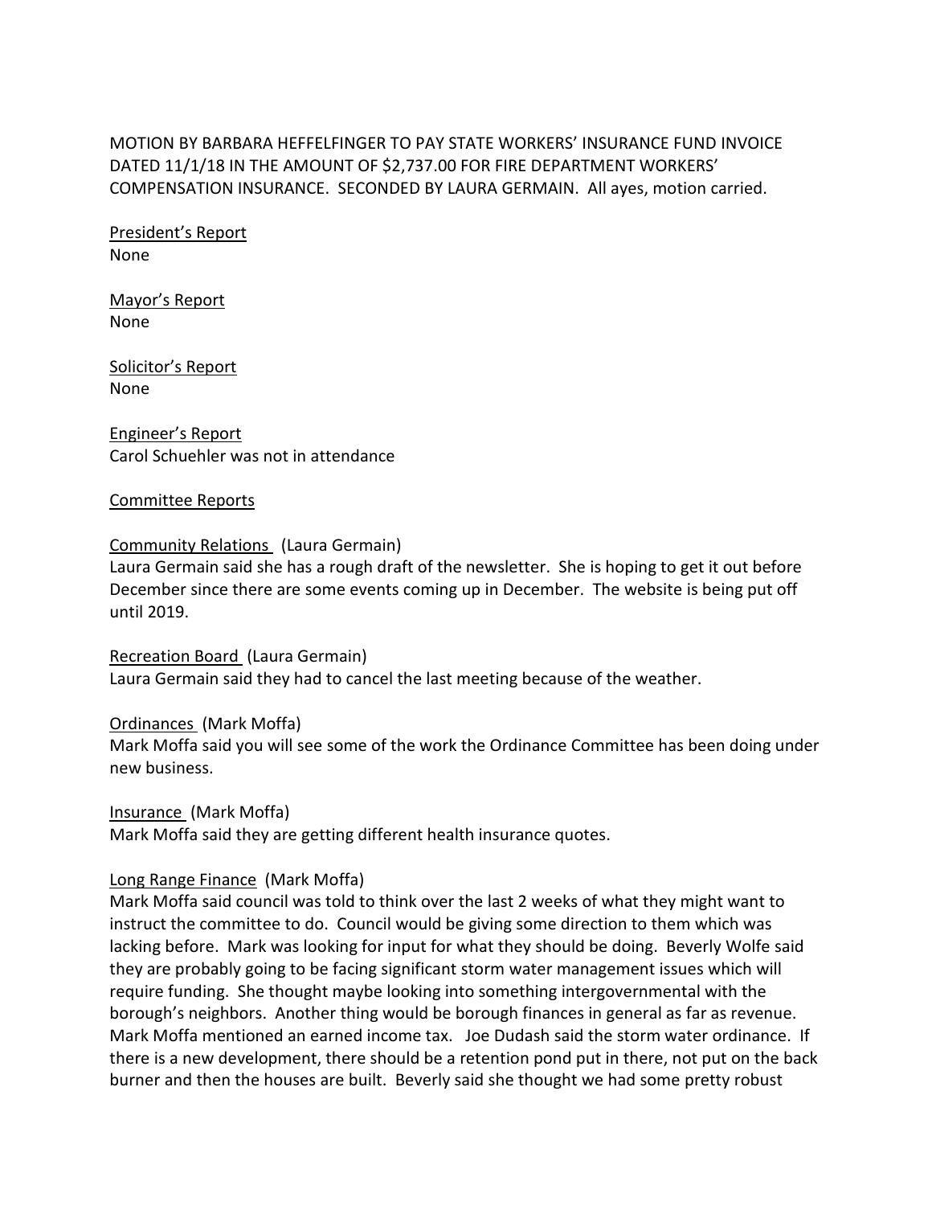MOTION BY BARBARA HEFFELFINGER TO PAY STATE WORKERS' INSURANCE FUND INVOICE DATED 11/1/18 IN THE AMOUNT OF $2,737.00 FOR FIRE DEPARTMENT WORKERS' COMPENSATION INSURANCE. SECONDED BY LAURA GERMAIN. All ayes, motion carried.

<u>President's Report</u>
None

<u>Mayor's Report</u>
None

<u>Solicitor's Report</u>
None

<u>Engineer's Report</u>
Carol Schuehler was not in attendance

<u>Committee Reports</u>

<u>Community Relations</u> (Laura Germain)
Laura Germain said she has a rough draft of the newsletter. She is hoping to get it out before December since there are some events coming up in December. The website is being put off until 2019.

<u>Recreation Board</u> (Laura Germain)
Laura Germain said they had to cancel the last meeting because of the weather.

<u>Ordinances</u> (Mark Moffa)
Mark Moffa said you will see some of the work the Ordinance Committee has been doing under new business.

<u>Insurance</u> (Mark Moffa)
Mark Moffa said they are getting different health insurance quotes.

<u>Long Range Finance</u> (Mark Moffa)
Mark Moffa said council was told to think over the last 2 weeks of what they might want to instruct the committee to do. Council would be giving some direction to them which was lacking before. Mark was looking for input for what they should be doing. Beverly Wolfe said they are probably going to be facing significant storm water management issues which will require funding. She thought maybe looking into something intergovernmental with the borough's neighbors. Another thing would be borough finances in general as far as revenue. Mark Moffa mentioned an earned income tax. Joe Dudash said the storm water ordinance. If there is a new development, there should be a retention pond put in there, not put on the back burner and then the houses are built. Beverly said she thought we had some pretty robust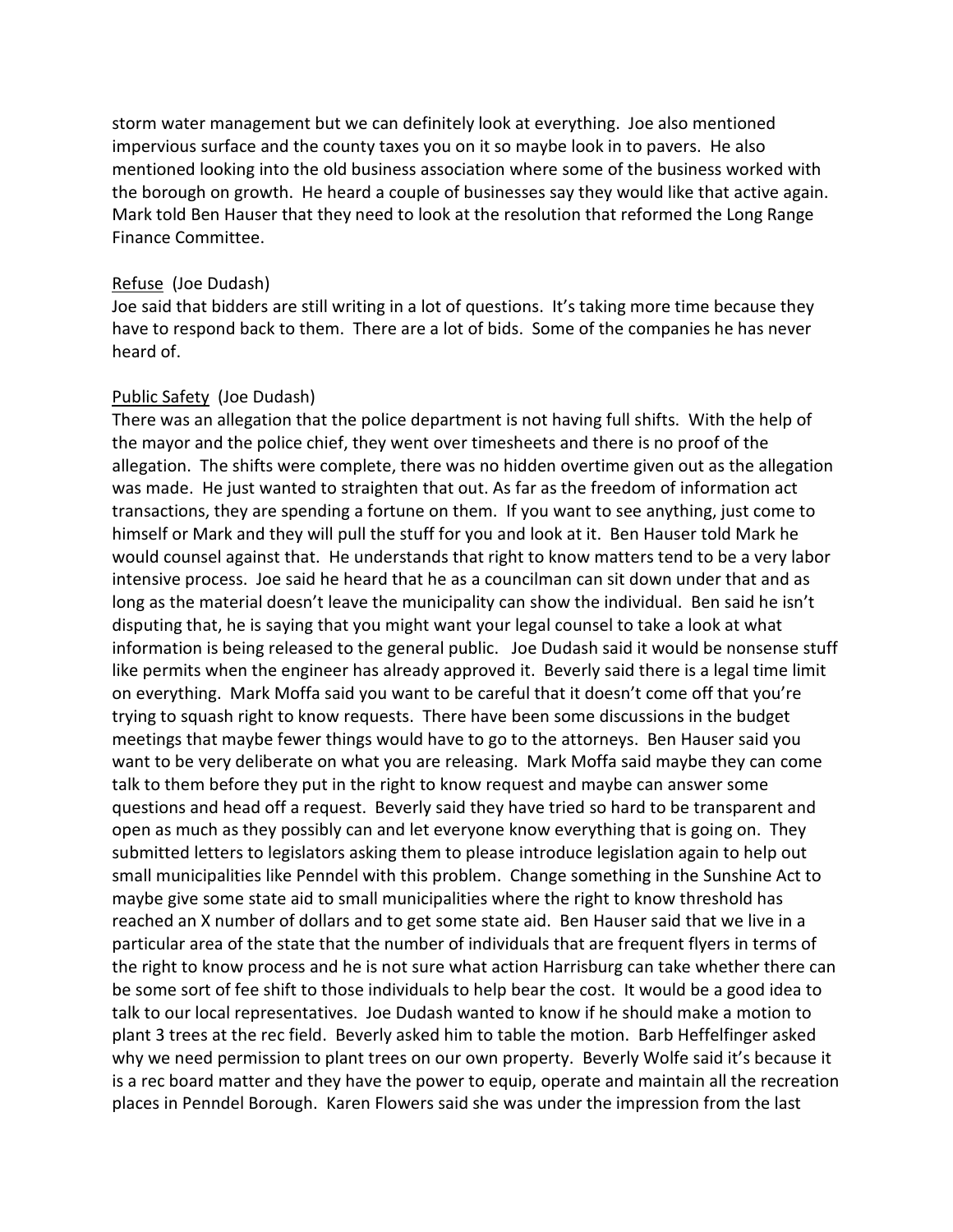storm water management but we can definitely look at everything. Joe also mentioned impervious surface and the county taxes you on it so maybe look in to pavers. He also mentioned looking into the old business association where some of the business worked with the borough on growth. He heard a couple of businesses say they would like that active again. Mark told Ben Hauser that they need to look at the resolution that reformed the Long Range Finance Committee.

<u>Refuse</u> (Joe Dudash)
Joe said that bidders are still writing in a lot of questions. It's taking more time because they have to respond back to them. There are a lot of bids. Some of the companies he has never heard of.

<u>Public Safety</u> (Joe Dudash)
There was an allegation that the police department is not having full shifts. With the help of the mayor and the police chief, they went over timesheets and there is no proof of the allegation. The shifts were complete, there was no hidden overtime given out as the allegation was made. He just wanted to straighten that out. As far as the freedom of information act transactions, they are spending a fortune on them. If you want to see anything, just come to himself or Mark and they will pull the stuff for you and look at it. Ben Hauser told Mark he would counsel against that. He understands that right to know matters tend to be a very labor intensive process. Joe said he heard that he as a councilman can sit down under that and as long as the material doesn't leave the municipality can show the individual. Ben said he isn't disputing that, he is saying that you might want your legal counsel to take a look at what information is being released to the general public. Joe Dudash said it would be nonsense stuff like permits when the engineer has already approved it. Beverly said there is a legal time limit on everything. Mark Moffa said you want to be careful that it doesn't come off that you're trying to squash right to know requests. There have been some discussions in the budget meetings that maybe fewer things would have to go to the attorneys. Ben Hauser said you want to be very deliberate on what you are releasing. Mark Moffa said maybe they can come talk to them before they put in the right to know request and maybe can answer some questions and head off a request. Beverly said they have tried so hard to be transparent and open as much as they possibly can and let everyone know everything that is going on. They submitted letters to legislators asking them to please introduce legislation again to help out small municipalities like Penndel with this problem. Change something in the Sunshine Act to maybe give some state aid to small municipalities where the right to know threshold has reached an X number of dollars and to get some state aid. Ben Hauser said that we live in a particular area of the state that the number of individuals that are frequent flyers in terms of the right to know process and he is not sure what action Harrisburg can take whether there can be some sort of fee shift to those individuals to help bear the cost. It would be a good idea to talk to our local representatives. Joe Dudash wanted to know if he should make a motion to plant 3 trees at the rec field. Beverly asked him to table the motion. Barb Heffelfinger asked why we need permission to plant trees on our own property. Beverly Wolfe said it's because it is a rec board matter and they have the power to equip, operate and maintain all the recreation places in Penndel Borough. Karen Flowers said she was under the impression from the last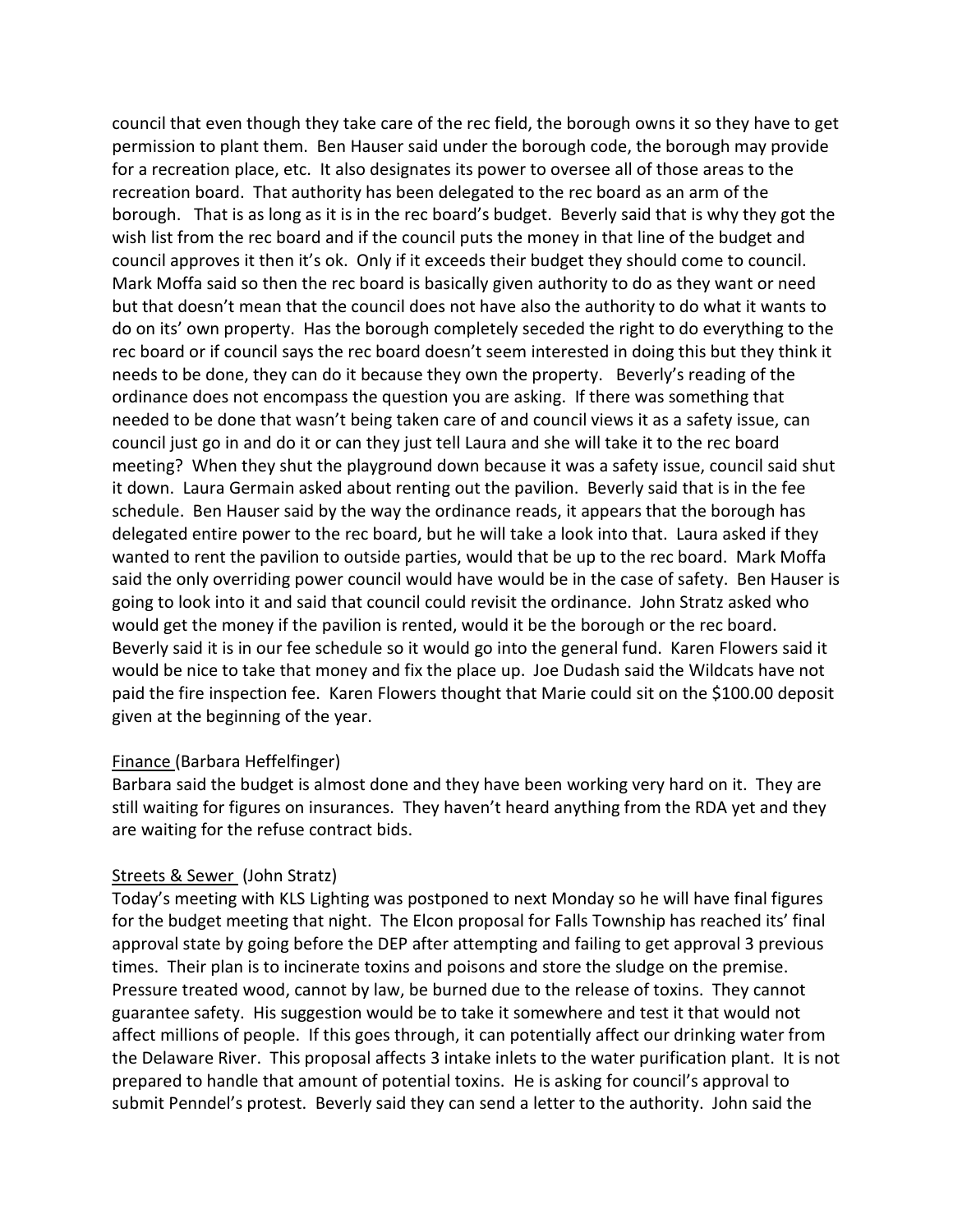council that even though they take care of the rec field, the borough owns it so they have to get permission to plant them. Ben Hauser said under the borough code, the borough may provide for a recreation place, etc. It also designates its power to oversee all of those areas to the recreation board. That authority has been delegated to the rec board as an arm of the borough. That is as long as it is in the rec board's budget. Beverly said that is why they got the wish list from the rec board and if the council puts the money in that line of the budget and council approves it then it's ok. Only if it exceeds their budget they should come to council. Mark Moffa said so then the rec board is basically given authority to do as they want or need but that doesn't mean that the council does not have also the authority to do what it wants to do on its' own property. Has the borough completely seceded the right to do everything to the rec board or if council says the rec board doesn't seem interested in doing this but they think it needs to be done, they can do it because they own the property. Beverly's reading of the ordinance does not encompass the question you are asking. If there was something that needed to be done that wasn't being taken care of and council views it as a safety issue, can council just go in and do it or can they just tell Laura and she will take it to the rec board meeting? When they shut the playground down because it was a safety issue, council said shut it down. Laura Germain asked about renting out the pavilion. Beverly said that is in the fee schedule. Ben Hauser said by the way the ordinance reads, it appears that the borough has delegated entire power to the rec board, but he will take a look into that. Laura asked if they wanted to rent the pavilion to outside parties, would that be up to the rec board. Mark Moffa said the only overriding power council would have would be in the case of safety. Ben Hauser is going to look into it and said that council could revisit the ordinance. John Stratz asked who would get the money if the pavilion is rented, would it be the borough or the rec board. Beverly said it is in our fee schedule so it would go into the general fund. Karen Flowers said it would be nice to take that money and fix the place up. Joe Dudash said the Wildcats have not paid the fire inspection fee. Karen Flowers thought that Marie could sit on the $100.00 deposit given at the beginning of the year.

<u>Finance</u> (Barbara Heffelfinger)
Barbara said the budget is almost done and they have been working very hard on it. They are still waiting for figures on insurances. They haven't heard anything from the RDA yet and they are waiting for the refuse contract bids.

<u>Streets & Sewer</u> (John Stratz)
Today's meeting with KLS Lighting was postponed to next Monday so he will have final figures for the budget meeting that night. The Elcon proposal for Falls Township has reached its' final approval state by going before the DEP after attempting and failing to get approval 3 previous times. Their plan is to incinerate toxins and poisons and store the sludge on the premise. Pressure treated wood, cannot by law, be burned due to the release of toxins. They cannot guarantee safety. His suggestion would be to take it somewhere and test it that would not affect millions of people. If this goes through, it can potentially affect our drinking water from the Delaware River. This proposal affects 3 intake inlets to the water purification plant. It is not prepared to handle that amount of potential toxins. He is asking for council's approval to submit Penndel's protest. Beverly said they can send a letter to the authority. John said the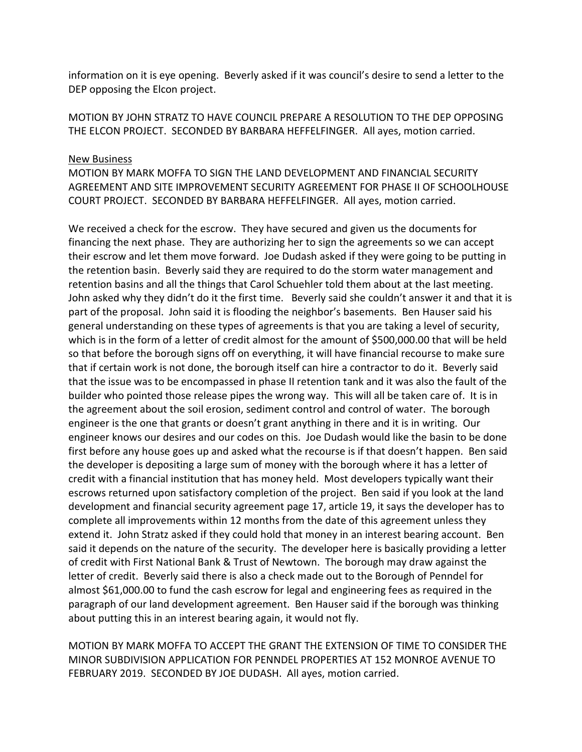information on it is eye opening. Beverly asked if it was council's desire to send a letter to the DEP opposing the Elcon project.

MOTION BY JOHN STRATZ TO HAVE COUNCIL PREPARE A RESOLUTION TO THE DEP OPPOSING THE ELCON PROJECT. SECONDED BY BARBARA HEFFELFINGER. All ayes, motion carried.

<u>New Business</u>

MOTION BY MARK MOFFA TO SIGN THE LAND DEVELOPMENT AND FINANCIAL SECURITY AGREEMENT AND SITE IMPROVEMENT SECURITY AGREEMENT FOR PHASE II OF SCHOOLHOUSE COURT PROJECT. SECONDED BY BARBARA HEFFELFINGER. All ayes, motion carried.

We received a check for the escrow. They have secured and given us the documents for financing the next phase. They are authorizing her to sign the agreements so we can accept their escrow and let them move forward. Joe Dudash asked if they were going to be putting in the retention basin. Beverly said they are required to do the storm water management and retention basins and all the things that Carol Schuehler told them about at the last meeting. John asked why they didn't do it the first time. Beverly said she couldn't answer it and that it is part of the proposal. John said it is flooding the neighbor's basements. Ben Hauser said his general understanding on these types of agreements is that you are taking a level of security, which is in the form of a letter of credit almost for the amount of $500,000.00 that will be held so that before the borough signs off on everything, it will have financial recourse to make sure that if certain work is not done, the borough itself can hire a contractor to do it. Beverly said that the issue was to be encompassed in phase II retention tank and it was also the fault of the builder who pointed those release pipes the wrong way. This will all be taken care of. It is in the agreement about the soil erosion, sediment control and control of water. The borough engineer is the one that grants or doesn't grant anything in there and it is in writing. Our engineer knows our desires and our codes on this. Joe Dudash would like the basin to be done first before any house goes up and asked what the recourse is if that doesn't happen. Ben said the developer is depositing a large sum of money with the borough where it has a letter of credit with a financial institution that has money held. Most developers typically want their escrows returned upon satisfactory completion of the project. Ben said if you look at the land development and financial security agreement page 17, article 19, it says the developer has to complete all improvements within 12 months from the date of this agreement unless they extend it. John Stratz asked if they could hold that money in an interest bearing account. Ben said it depends on the nature of the security. The developer here is basically providing a letter of credit with First National Bank & Trust of Newtown. The borough may draw against the letter of credit. Beverly said there is also a check made out to the Borough of Penndel for almost $61,000.00 to fund the cash escrow for legal and engineering fees as required in the paragraph of our land development agreement. Ben Hauser said if the borough was thinking about putting this in an interest bearing again, it would not fly.

MOTION BY MARK MOFFA TO ACCEPT THE GRANT THE EXTENSION OF TIME TO CONSIDER THE MINOR SUBDIVISION APPLICATION FOR PENNDEL PROPERTIES AT 152 MONROE AVENUE TO FEBRUARY 2019. SECONDED BY JOE DUDASH. All ayes, motion carried.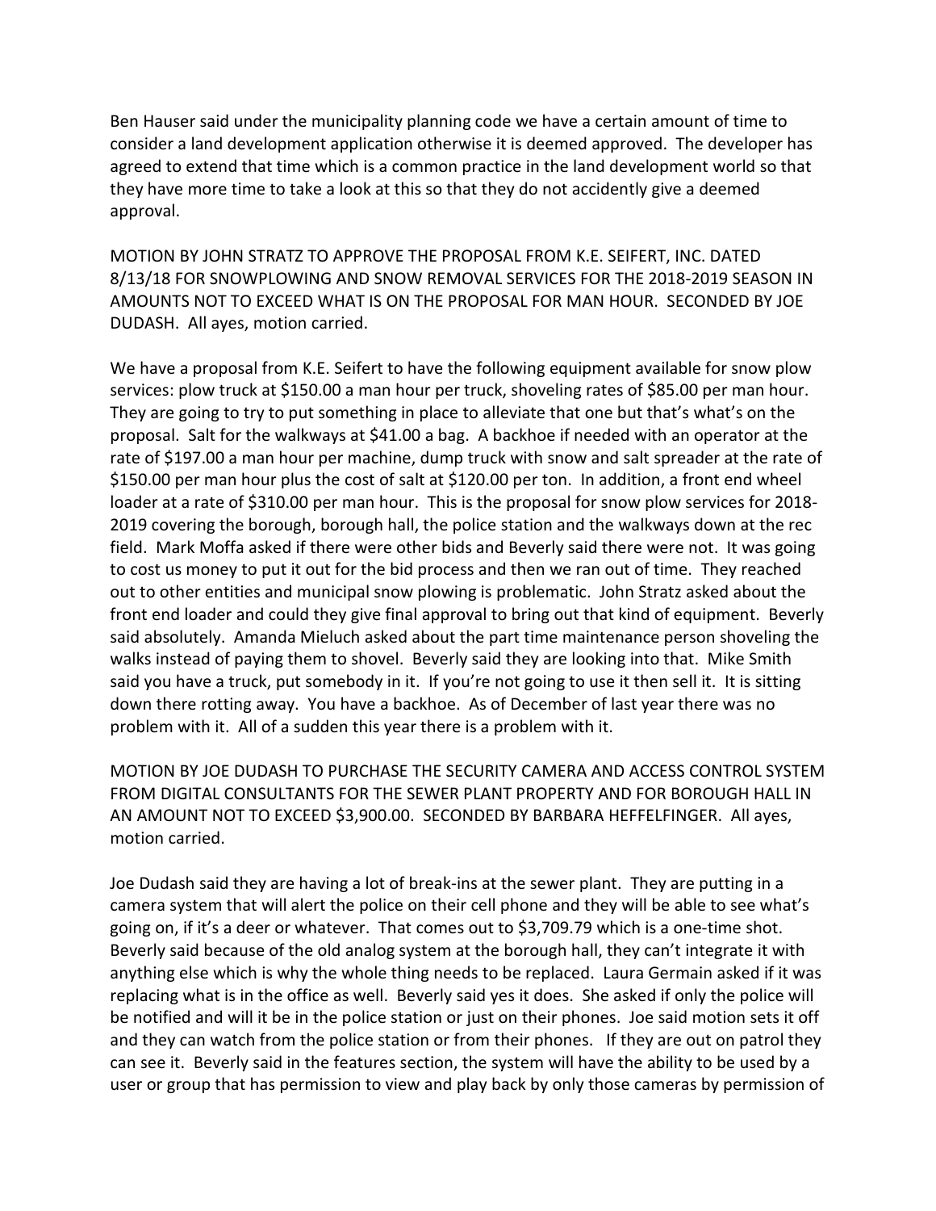Ben Hauser said under the municipality planning code we have a certain amount of time to consider a land development application otherwise it is deemed approved. The developer has agreed to extend that time which is a common practice in the land development world so that they have more time to take a look at this so that they do not accidently give a deemed approval.

MOTION BY JOHN STRATZ TO APPROVE THE PROPOSAL FROM K.E. SEIFERT, INC. DATED 8/13/18 FOR SNOWPLOWING AND SNOW REMOVAL SERVICES FOR THE 2018-2019 SEASON IN AMOUNTS NOT TO EXCEED WHAT IS ON THE PROPOSAL FOR MAN HOUR. SECONDED BY JOE DUDASH. All ayes, motion carried.

We have a proposal from K.E. Seifert to have the following equipment available for snow plow services: plow truck at $150.00 a man hour per truck, shoveling rates of $85.00 per man hour. They are going to try to put something in place to alleviate that one but that's what's on the proposal. Salt for the walkways at $41.00 a bag. A backhoe if needed with an operator at the rate of $197.00 a man hour per machine, dump truck with snow and salt spreader at the rate of $150.00 per man hour plus the cost of salt at $120.00 per ton. In addition, a front end wheel loader at a rate of $310.00 per man hour. This is the proposal for snow plow services for 2018-2019 covering the borough, borough hall, the police station and the walkways down at the rec field. Mark Moffa asked if there were other bids and Beverly said there were not. It was going to cost us money to put it out for the bid process and then we ran out of time. They reached out to other entities and municipal snow plowing is problematic. John Stratz asked about the front end loader and could they give final approval to bring out that kind of equipment. Beverly said absolutely. Amanda Mieluch asked about the part time maintenance person shoveling the walks instead of paying them to shovel. Beverly said they are looking into that. Mike Smith said you have a truck, put somebody in it. If you're not going to use it then sell it. It is sitting down there rotting away. You have a backhoe. As of December of last year there was no problem with it. All of a sudden this year there is a problem with it.

MOTION BY JOE DUDASH TO PURCHASE THE SECURITY CAMERA AND ACCESS CONTROL SYSTEM FROM DIGITAL CONSULTANTS FOR THE SEWER PLANT PROPERTY AND FOR BOROUGH HALL IN AN AMOUNT NOT TO EXCEED $3,900.00. SECONDED BY BARBARA HEFFELFINGER. All ayes, motion carried.

Joe Dudash said they are having a lot of break-ins at the sewer plant. They are putting in a camera system that will alert the police on their cell phone and they will be able to see what's going on, if it's a deer or whatever. That comes out to $3,709.79 which is a one-time shot. Beverly said because of the old analog system at the borough hall, they can't integrate it with anything else which is why the whole thing needs to be replaced. Laura Germain asked if it was replacing what is in the office as well. Beverly said yes it does. She asked if only the police will be notified and will it be in the police station or just on their phones. Joe said motion sets it off and they can watch from the police station or from their phones. If they are out on patrol they can see it. Beverly said in the features section, the system will have the ability to be used by a user or group that has permission to view and play back by only those cameras by permission of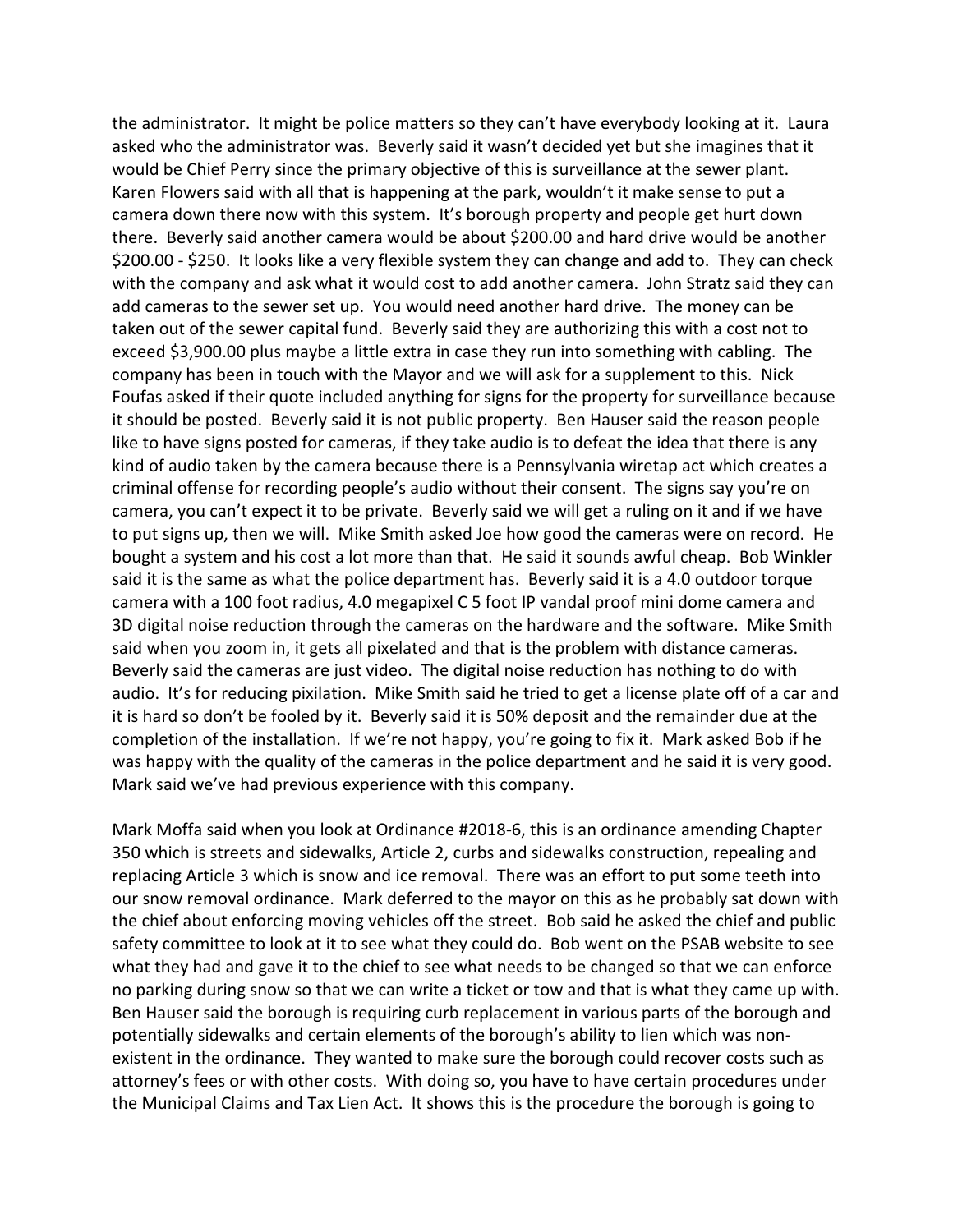the administrator. It might be police matters so they can't have everybody looking at it. Laura asked who the administrator was. Beverly said it wasn't decided yet but she imagines that it would be Chief Perry since the primary objective of this is surveillance at the sewer plant. Karen Flowers said with all that is happening at the park, wouldn't it make sense to put a camera down there now with this system. It's borough property and people get hurt down there. Beverly said another camera would be about $200.00 and hard drive would be another $200.00 - $250. It looks like a very flexible system they can change and add to. They can check with the company and ask what it would cost to add another camera. John Stratz said they can add cameras to the sewer set up. You would need another hard drive. The money can be taken out of the sewer capital fund. Beverly said they are authorizing this with a cost not to exceed $3,900.00 plus maybe a little extra in case they run into something with cabling. The company has been in touch with the Mayor and we will ask for a supplement to this. Nick Foufas asked if their quote included anything for signs for the property for surveillance because it should be posted. Beverly said it is not public property. Ben Hauser said the reason people like to have signs posted for cameras, if they take audio is to defeat the idea that there is any kind of audio taken by the camera because there is a Pennsylvania wiretap act which creates a criminal offense for recording people's audio without their consent. The signs say you're on camera, you can't expect it to be private. Beverly said we will get a ruling on it and if we have to put signs up, then we will. Mike Smith asked Joe how good the cameras were on record. He bought a system and his cost a lot more than that. He said it sounds awful cheap. Bob Winkler said it is the same as what the police department has. Beverly said it is a 4.0 outdoor torque camera with a 100 foot radius, 4.0 megapixel C 5 foot IP vandal proof mini dome camera and 3D digital noise reduction through the cameras on the hardware and the software. Mike Smith said when you zoom in, it gets all pixelated and that is the problem with distance cameras. Beverly said the cameras are just video. The digital noise reduction has nothing to do with audio. It's for reducing pixilation. Mike Smith said he tried to get a license plate off of a car and it is hard so don't be fooled by it. Beverly said it is 50% deposit and the remainder due at the completion of the installation. If we're not happy, you're going to fix it. Mark asked Bob if he was happy with the quality of the cameras in the police department and he said it is very good. Mark said we've had previous experience with this company.

Mark Moffa said when you look at Ordinance #2018-6, this is an ordinance amending Chapter 350 which is streets and sidewalks, Article 2, curbs and sidewalks construction, repealing and replacing Article 3 which is snow and ice removal. There was an effort to put some teeth into our snow removal ordinance. Mark deferred to the mayor on this as he probably sat down with the chief about enforcing moving vehicles off the street. Bob said he asked the chief and public safety committee to look at it to see what they could do. Bob went on the PSAB website to see what they had and gave it to the chief to see what needs to be changed so that we can enforce no parking during snow so that we can write a ticket or tow and that is what they came up with. Ben Hauser said the borough is requiring curb replacement in various parts of the borough and potentially sidewalks and certain elements of the borough's ability to lien which was non-existent in the ordinance. They wanted to make sure the borough could recover costs such as attorney's fees or with other costs. With doing so, you have to have certain procedures under the Municipal Claims and Tax Lien Act. It shows this is the procedure the borough is going to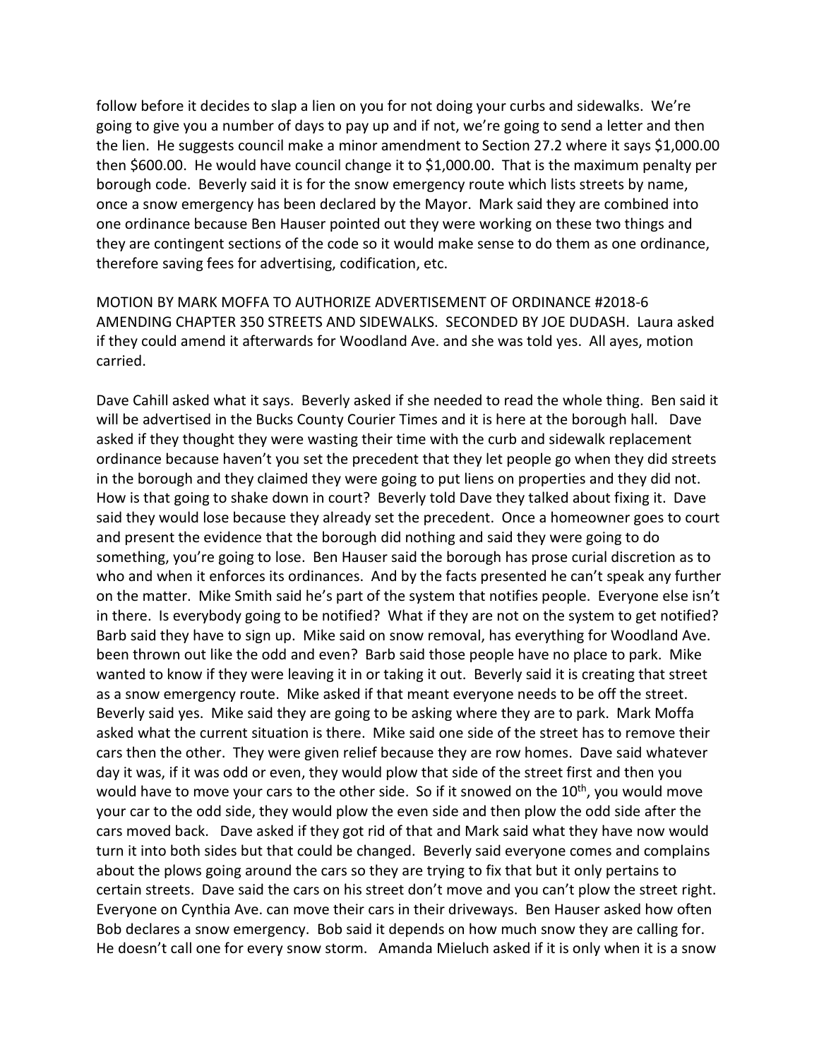follow before it decides to slap a lien on you for not doing your curbs and sidewalks. We're going to give you a number of days to pay up and if not, we're going to send a letter and then the lien. He suggests council make a minor amendment to Section 27.2 where it says $1,000.00 then $600.00. He would have council change it to $1,000.00. That is the maximum penalty per borough code. Beverly said it is for the snow emergency route which lists streets by name, once a snow emergency has been declared by the Mayor. Mark said they are combined into one ordinance because Ben Hauser pointed out they were working on these two things and they are contingent sections of the code so it would make sense to do them as one ordinance, therefore saving fees for advertising, codification, etc.

MOTION BY MARK MOFFA TO AUTHORIZE ADVERTISEMENT OF ORDINANCE #2018-6 AMENDING CHAPTER 350 STREETS AND SIDEWALKS. SECONDED BY JOE DUDASH. Laura asked if they could amend it afterwards for Woodland Ave. and she was told yes. All ayes, motion carried.

Dave Cahill asked what it says. Beverly asked if she needed to read the whole thing. Ben said it will be advertised in the Bucks County Courier Times and it is here at the borough hall. Dave asked if they thought they were wasting their time with the curb and sidewalk replacement ordinance because haven't you set the precedent that they let people go when they did streets in the borough and they claimed they were going to put liens on properties and they did not. How is that going to shake down in court? Beverly told Dave they talked about fixing it. Dave said they would lose because they already set the precedent. Once a homeowner goes to court and present the evidence that the borough did nothing and said they were going to do something, you're going to lose. Ben Hauser said the borough has prose curial discretion as to who and when it enforces its ordinances. And by the facts presented he can't speak any further on the matter. Mike Smith said he's part of the system that notifies people. Everyone else isn't in there. Is everybody going to be notified? What if they are not on the system to get notified? Barb said they have to sign up. Mike said on snow removal, has everything for Woodland Ave. been thrown out like the odd and even? Barb said those people have no place to park. Mike wanted to know if they were leaving it in or taking it out. Beverly said it is creating that street as a snow emergency route. Mike asked if that meant everyone needs to be off the street. Beverly said yes. Mike said they are going to be asking where they are to park. Mark Moffa asked what the current situation is there. Mike said one side of the street has to remove their cars then the other. They were given relief because they are row homes. Dave said whatever day it was, if it was odd or even, they would plow that side of the street first and then you would have to move your cars to the other side. So if it snowed on the 10th, you would move your car to the odd side, they would plow the even side and then plow the odd side after the cars moved back. Dave asked if they got rid of that and Mark said what they have now would turn it into both sides but that could be changed. Beverly said everyone comes and complains about the plows going around the cars so they are trying to fix that but it only pertains to certain streets. Dave said the cars on his street don't move and you can't plow the street right. Everyone on Cynthia Ave. can move their cars in their driveways. Ben Hauser asked how often Bob declares a snow emergency. Bob said it depends on how much snow they are calling for. He doesn't call one for every snow storm. Amanda Mieluch asked if it is only when it is a snow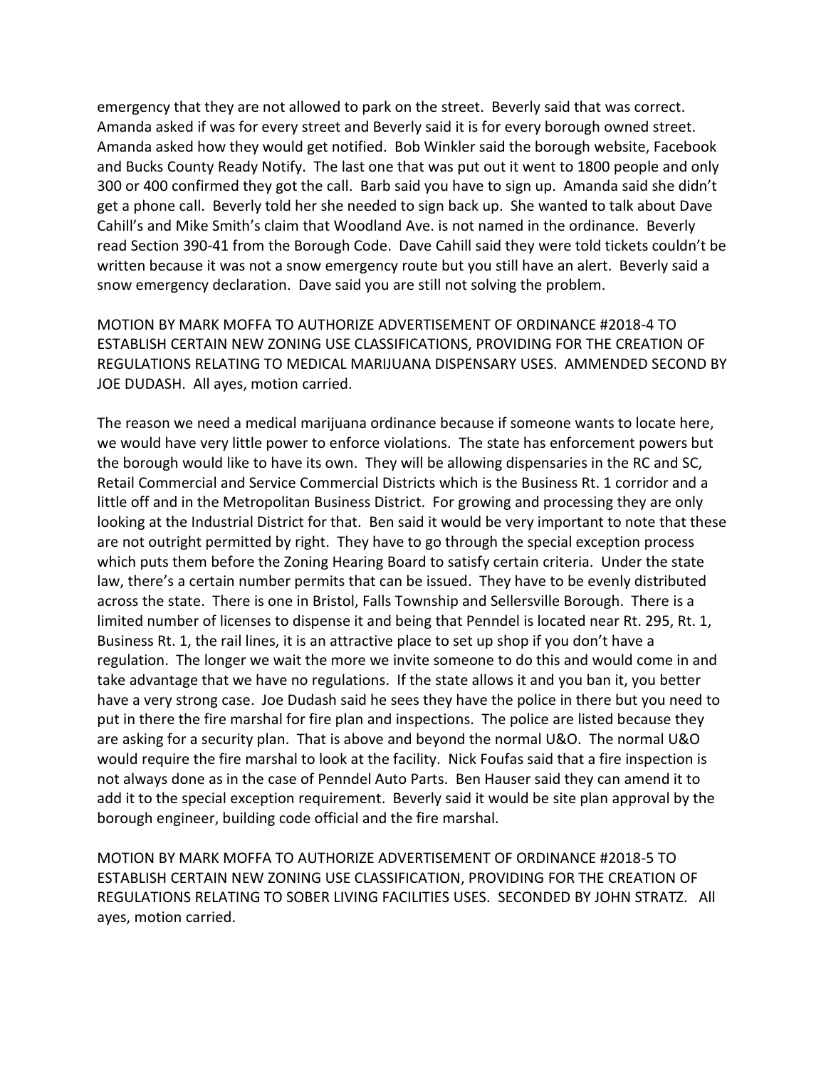emergency that they are not allowed to park on the street. Beverly said that was correct. Amanda asked if was for every street and Beverly said it is for every borough owned street. Amanda asked how they would get notified. Bob Winkler said the borough website, Facebook and Bucks County Ready Notify. The last one that was put out it went to 1800 people and only 300 or 400 confirmed they got the call. Barb said you have to sign up. Amanda said she didn't get a phone call. Beverly told her she needed to sign back up. She wanted to talk about Dave Cahill's and Mike Smith's claim that Woodland Ave. is not named in the ordinance. Beverly read Section 390-41 from the Borough Code. Dave Cahill said they were told tickets couldn't be written because it was not a snow emergency route but you still have an alert. Beverly said a snow emergency declaration. Dave said you are still not solving the problem.

MOTION BY MARK MOFFA TO AUTHORIZE ADVERTISEMENT OF ORDINANCE #2018-4 TO ESTABLISH CERTAIN NEW ZONING USE CLASSIFICATIONS, PROVIDING FOR THE CREATION OF REGULATIONS RELATING TO MEDICAL MARIJUANA DISPENSARY USES. AMMENDED SECOND BY JOE DUDASH. All ayes, motion carried.

The reason we need a medical marijuana ordinance because if someone wants to locate here, we would have very little power to enforce violations. The state has enforcement powers but the borough would like to have its own. They will be allowing dispensaries in the RC and SC, Retail Commercial and Service Commercial Districts which is the Business Rt. 1 corridor and a little off and in the Metropolitan Business District. For growing and processing they are only looking at the Industrial District for that. Ben said it would be very important to note that these are not outright permitted by right. They have to go through the special exception process which puts them before the Zoning Hearing Board to satisfy certain criteria. Under the state law, there's a certain number permits that can be issued. They have to be evenly distributed across the state. There is one in Bristol, Falls Township and Sellersville Borough. There is a limited number of licenses to dispense it and being that Penndel is located near Rt. 295, Rt. 1, Business Rt. 1, the rail lines, it is an attractive place to set up shop if you don't have a regulation. The longer we wait the more we invite someone to do this and would come in and take advantage that we have no regulations. If the state allows it and you ban it, you better have a very strong case. Joe Dudash said he sees they have the police in there but you need to put in there the fire marshal for fire plan and inspections. The police are listed because they are asking for a security plan. That is above and beyond the normal U&O. The normal U&O would require the fire marshal to look at the facility. Nick Foufas said that a fire inspection is not always done as in the case of Penndel Auto Parts. Ben Hauser said they can amend it to add it to the special exception requirement. Beverly said it would be site plan approval by the borough engineer, building code official and the fire marshal.

MOTION BY MARK MOFFA TO AUTHORIZE ADVERTISEMENT OF ORDINANCE #2018-5 TO ESTABLISH CERTAIN NEW ZONING USE CLASSIFICATION, PROVIDING FOR THE CREATION OF REGULATIONS RELATING TO SOBER LIVING FACILITIES USES. SECONDED BY JOHN STRATZ. All ayes, motion carried.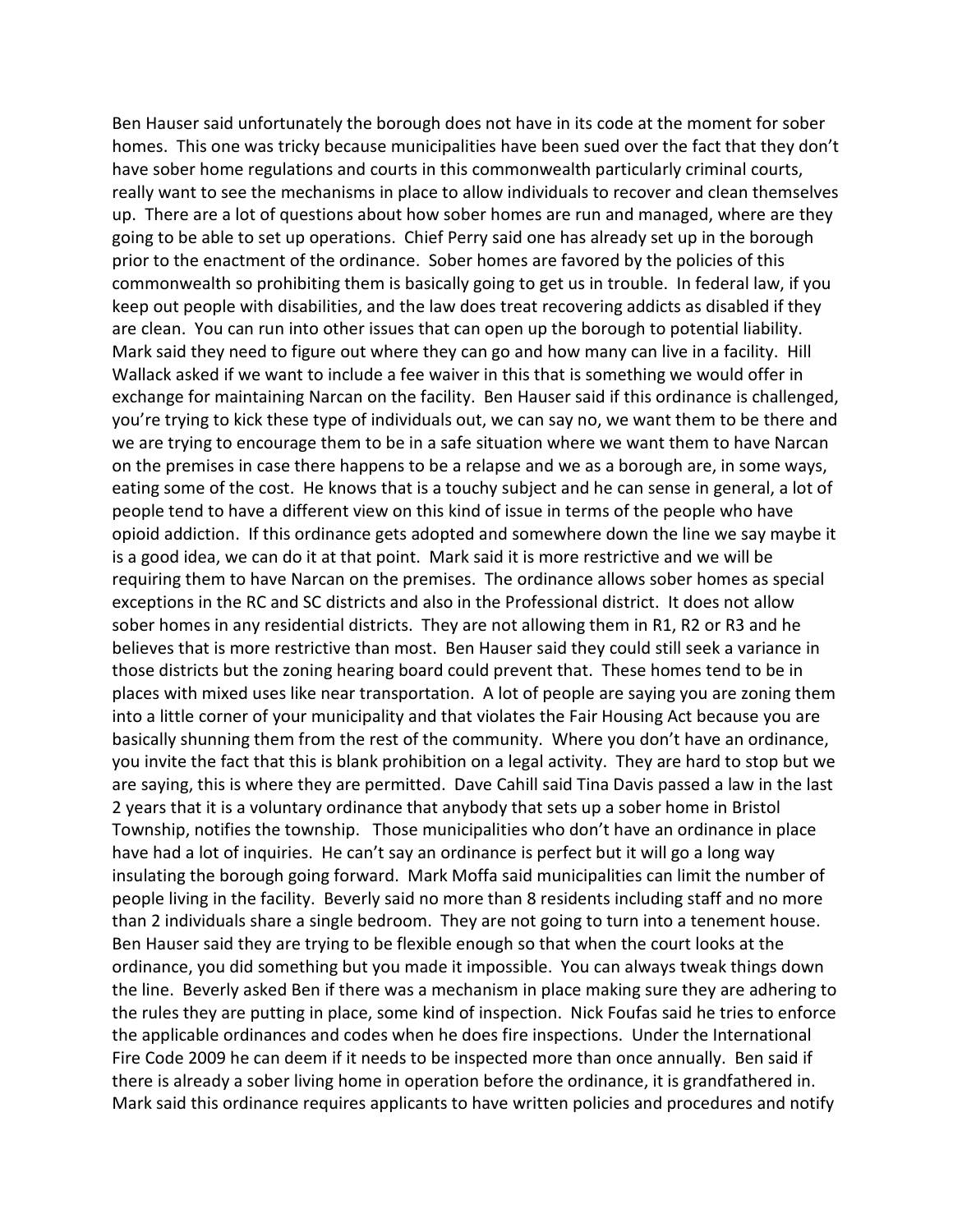Ben Hauser said unfortunately the borough does not have in its code at the moment for sober homes. This one was tricky because municipalities have been sued over the fact that they don't have sober home regulations and courts in this commonwealth particularly criminal courts, really want to see the mechanisms in place to allow individuals to recover and clean themselves up. There are a lot of questions about how sober homes are run and managed, where are they going to be able to set up operations. Chief Perry said one has already set up in the borough prior to the enactment of the ordinance. Sober homes are favored by the policies of this commonwealth so prohibiting them is basically going to get us in trouble. In federal law, if you keep out people with disabilities, and the law does treat recovering addicts as disabled if they are clean. You can run into other issues that can open up the borough to potential liability. Mark said they need to figure out where they can go and how many can live in a facility. Hill Wallack asked if we want to include a fee waiver in this that is something we would offer in exchange for maintaining Narcan on the facility. Ben Hauser said if this ordinance is challenged, you're trying to kick these type of individuals out, we can say no, we want them to be there and we are trying to encourage them to be in a safe situation where we want them to have Narcan on the premises in case there happens to be a relapse and we as a borough are, in some ways, eating some of the cost. He knows that is a touchy subject and he can sense in general, a lot of people tend to have a different view on this kind of issue in terms of the people who have opioid addiction. If this ordinance gets adopted and somewhere down the line we say maybe it is a good idea, we can do it at that point. Mark said it is more restrictive and we will be requiring them to have Narcan on the premises. The ordinance allows sober homes as special exceptions in the RC and SC districts and also in the Professional district. It does not allow sober homes in any residential districts. They are not allowing them in R1, R2 or R3 and he believes that is more restrictive than most. Ben Hauser said they could still seek a variance in those districts but the zoning hearing board could prevent that. These homes tend to be in places with mixed uses like near transportation. A lot of people are saying you are zoning them into a little corner of your municipality and that violates the Fair Housing Act because you are basically shunning them from the rest of the community. Where you don't have an ordinance, you invite the fact that this is blank prohibition on a legal activity. They are hard to stop but we are saying, this is where they are permitted. Dave Cahill said Tina Davis passed a law in the last 2 years that it is a voluntary ordinance that anybody that sets up a sober home in Bristol Township, notifies the township. Those municipalities who don't have an ordinance in place have had a lot of inquiries. He can't say an ordinance is perfect but it will go a long way insulating the borough going forward. Mark Moffa said municipalities can limit the number of people living in the facility. Beverly said no more than 8 residents including staff and no more than 2 individuals share a single bedroom. They are not going to turn into a tenement house. Ben Hauser said they are trying to be flexible enough so that when the court looks at the ordinance, you did something but you made it impossible. You can always tweak things down the line. Beverly asked Ben if there was a mechanism in place making sure they are adhering to the rules they are putting in place, some kind of inspection. Nick Foufas said he tries to enforce the applicable ordinances and codes when he does fire inspections. Under the International Fire Code 2009 he can deem if it needs to be inspected more than once annually. Ben said if there is already a sober living home in operation before the ordinance, it is grandfathered in. Mark said this ordinance requires applicants to have written policies and procedures and notify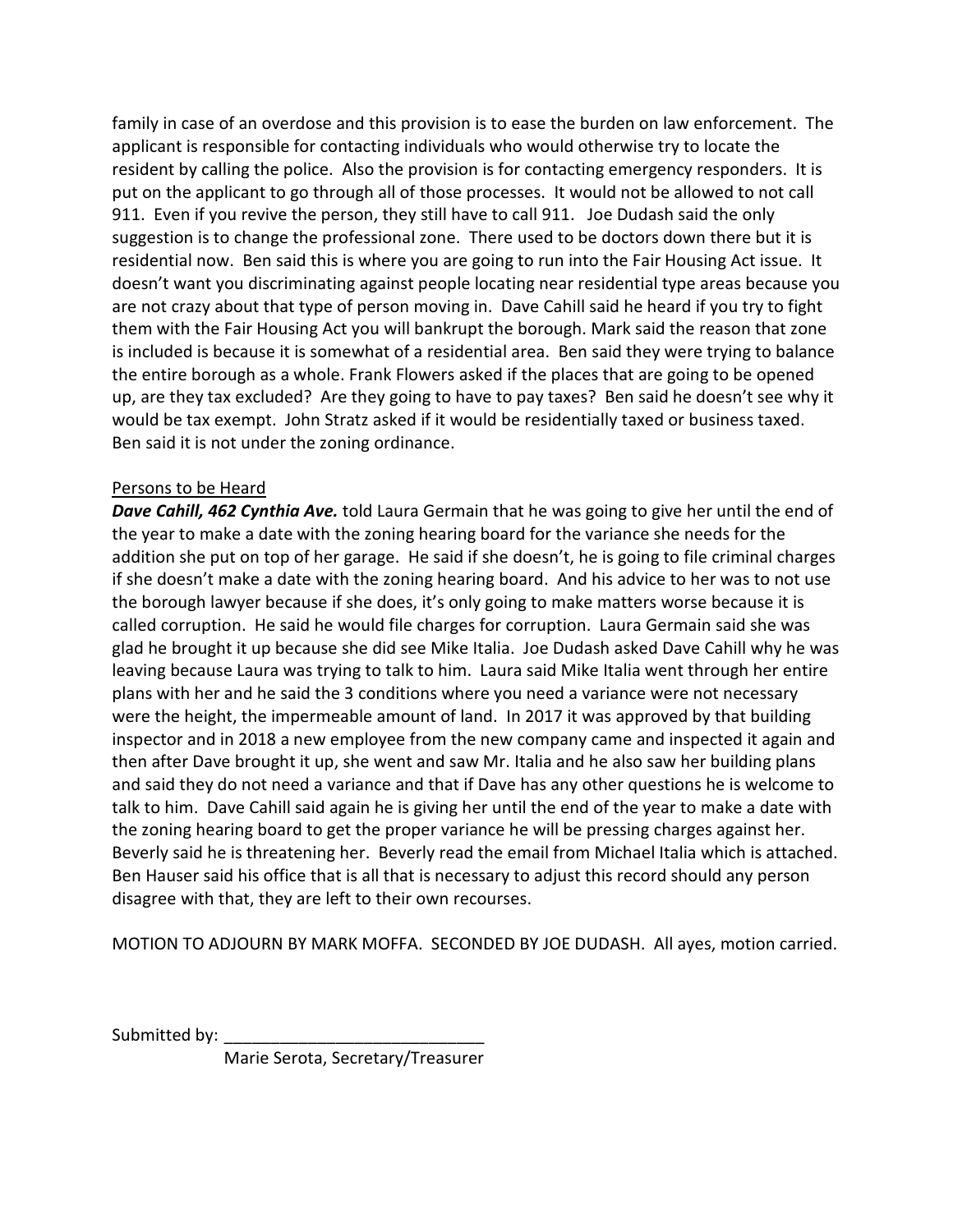family in case of an overdose and this provision is to ease the burden on law enforcement. The applicant is responsible for contacting individuals who would otherwise try to locate the resident by calling the police. Also the provision is for contacting emergency responders. It is put on the applicant to go through all of those processes. It would not be allowed to not call 911. Even if you revive the person, they still have to call 911. Joe Dudash said the only suggestion is to change the professional zone. There used to be doctors down there but it is residential now. Ben said this is where you are going to run into the Fair Housing Act issue. It doesn't want you discriminating against people locating near residential type areas because you are not crazy about that type of person moving in. Dave Cahill said he heard if you try to fight them with the Fair Housing Act you will bankrupt the borough. Mark said the reason that zone is included is because it is somewhat of a residential area. Ben said they were trying to balance the entire borough as a whole. Frank Flowers asked if the places that are going to be opened up, are they tax excluded? Are they going to have to pay taxes? Ben said he doesn't see why it would be tax exempt. John Stratz asked if it would be residentially taxed or business taxed. Ben said it is not under the zoning ordinance.

Persons to be Heard

***Dave Cahill, 462 Cynthia Ave.*** told Laura Germain that he was going to give her until the end of the year to make a date with the zoning hearing board for the variance she needs for the addition she put on top of her garage. He said if she doesn't, he is going to file criminal charges if she doesn't make a date with the zoning hearing board. And his advice to her was to not use the borough lawyer because if she does, it's only going to make matters worse because it is called corruption. He said he would file charges for corruption. Laura Germain said she was glad he brought it up because she did see Mike Italia. Joe Dudash asked Dave Cahill why he was leaving because Laura was trying to talk to him. Laura said Mike Italia went through her entire plans with her and he said the 3 conditions where you need a variance were not necessary were the height, the impermeable amount of land. In 2017 it was approved by that building inspector and in 2018 a new employee from the new company came and inspected it again and then after Dave brought it up, she went and saw Mr. Italia and he also saw her building plans and said they do not need a variance and that if Dave has any other questions he is welcome to talk to him. Dave Cahill said again he is giving her until the end of the year to make a date with the zoning hearing board to get the proper variance he will be pressing charges against her. Beverly said he is threatening her. Beverly read the email from Michael Italia which is attached. Ben Hauser said his office that is all that is necessary to adjust this record should any person disagree with that, they are left to their own recourses.

MOTION TO ADJOURN BY MARK MOFFA. SECONDED BY JOE DUDASH. All ayes, motion carried.

Submitted by: ____________________________

Marie Serota, Secretary/Treasurer